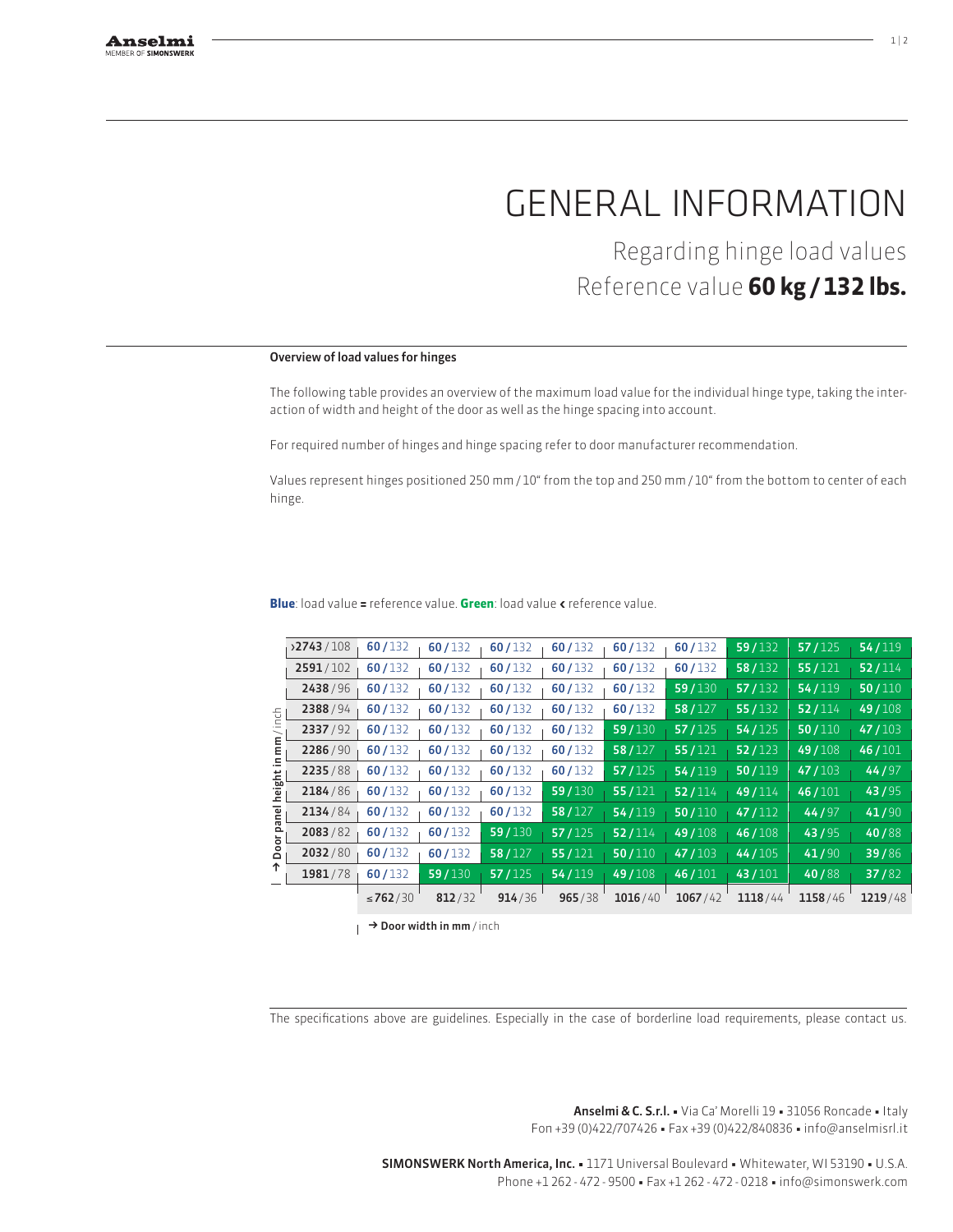# GENERAL INFORMATION

## Regarding hinge load values
## Reference value **60 kg / 132 lbs.**

### Overview of load values for hinges

The following table provides an overview of the maximum load value for the individual hinge type, taking the interaction of width and height of the door as well as the hinge spacing into account.

For required number of hinges and hinge spacing refer to door manufacturer recommendation.

Values represent hinges positioned 250 mm / 10" from the top and 250 mm / 10" from the bottom to center of each hinge.

**Blue**: load value **=** reference value. **Green**: load value **<** reference value.

| → Door panel height in mm / inch | | | | | | | | | |
|---|---|---|---|---|---|---|---|---|---|
| **›2743** / 108 | **60** / 132 | **60** / 132 | **60** / 132 | **60** / 132 | **60** / 132 | **60** / 132 | **59** / 132 | **57** / 125 | **54** / 119 |
| **2591** / 102 | **60** / 132 | **60** / 132 | **60** / 132 | **60** / 132 | **60** / 132 | **60** / 132 | **58** / 132 | **55** / 121 | **52** / 114 |
| **2438** / 96 | **60** / 132 | **60** / 132 | **60** / 132 | **60** / 132 | **60** / 132 | **59** / 130 | **57** / 132 | **54** / 119 | **50** / 110 |
| **2388** / 94 | **60** / 132 | **60** / 132 | **60** / 132 | **60** / 132 | **60** / 132 | **58** / 127 | **55** / 132 | **52** / 114 | **49** / 108 |
| **2337** / 92 | **60** / 132 | **60** / 132 | **60** / 132 | **60** / 132 | **59** / 130 | **57** / 125 | **54** / 125 | **50** / 110 | **47** / 103 |
| **2286** / 90 | **60** / 132 | **60** / 132 | **60** / 132 | **60** / 132 | **58** / 127 | **55** / 121 | **52** / 123 | **49** / 108 | **46** / 101 |
| **2235** / 88 | **60** / 132 | **60** / 132 | **60** / 132 | **60** / 132 | **57** / 125 | **54** / 119 | **50** / 119 | **47** / 103 | **44** / 97 |
| **2184** / 86 | **60** / 132 | **60** / 132 | **60** / 132 | **59** / 130 | **55** / 121 | **52** / 114 | **49** / 114 | **46** / 101 | **43** / 95 |
| **2134** / 84 | **60** / 132 | **60** / 132 | **60** / 132 | **58** / 127 | **54** / 119 | **50** / 110 | **47** / 112 | **44** / 97 | **41** / 90 |
| **2083** / 82 | **60** / 132 | **60** / 132 | **59** / 130 | **57** / 125 | **52** / 114 | **49** / 108 | **46** / 108 | **43** / 95 | **40** / 88 |
| **2032** / 80 | **60** / 132 | **60** / 132 | **58** / 127 | **55** / 121 | **50** / 110 | **47** / 103 | **44** / 105 | **41** / 90 | **39** / 86 |
| **1981** / 78 | **60** / 132 | **59** / 130 | **57** / 125 | **54** / 119 | **49** / 108 | **46** / 101 | **43** / 101 | **40** / 88 | **37** / 82 |
| | **≤762** / 30 | **812** / 32 | **914** / 36 | **965** / 38 | **1016** / 40 | **1067** / 42 | **1118** / 44 | **1158** / 46 | **1219** / 48 |

→ **Door width in mm** / inch

The specifications above are guidelines. Especially in the case of borderline load requirements, please contact us.

**Anselmi & C. S.r.l.** ▪ Via Ca' Morelli 19 ▪ 31056 Roncade ▪ Italy
Fon +39 (0)422/707426 ▪ Fax +39 (0)422/840836 ▪ info@anselmisrl.it

**SIMONSWERK North America, Inc.** ▪ 1171 Universal Boulevard ▪ Whitewater, WI 53190 ▪ U.S.A.
Phone +1 262 - 472 - 9500 ▪ Fax +1 262 - 472 - 0218 ▪ info@simonswerk.com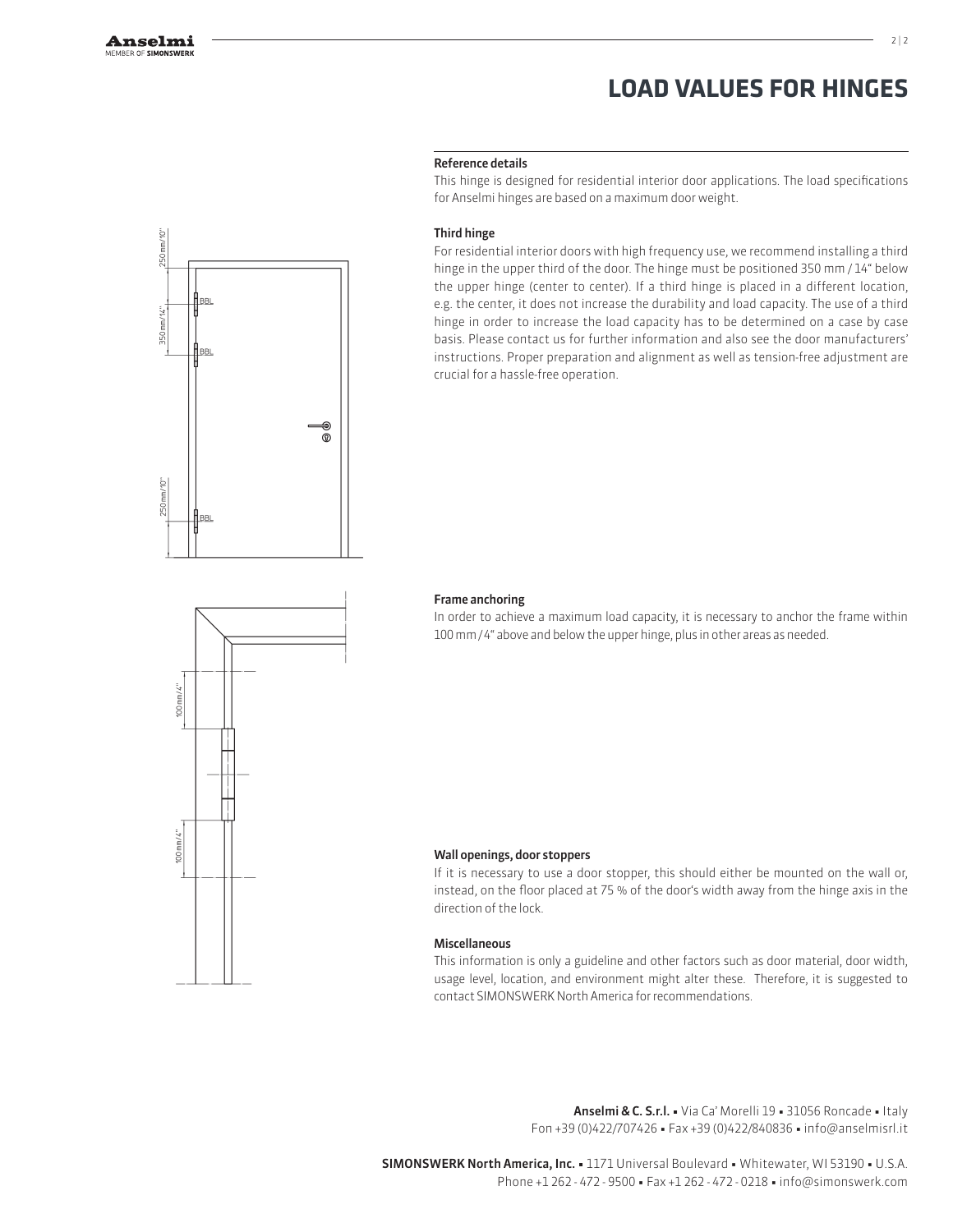# LOAD VALUES FOR HINGES

250 mm / 10"

350 mm / 14"

250 mm / 10"

BBL

BBL

BBL

100 mm / 4"

100 mm / 4"

### Reference details

This hinge is designed for residential interior door applications. The load specifications for Anselmi hinges are based on a maximum door weight.

### Third hinge

For residential interior doors with high frequency use, we recommend installing a third hinge in the upper third of the door. The hinge must be positioned 350 mm / 14" below the upper hinge (center to center). If a third hinge is placed in a different location, e.g. the center, it does not increase the durability and load capacity. The use of a third hinge in order to increase the load capacity has to be determined on a case by case basis. Please contact us for further information and also see the door manufacturers' instructions. Proper preparation and alignment as well as tension-free adjustment are crucial for a hassle-free operation.

### Frame anchoring

In order to achieve a maximum load capacity, it is necessary to anchor the frame within 100 mm / 4" above and below the upper hinge, plus in other areas as needed.

### Wall openings, door stoppers

If it is necessary to use a door stopper, this should either be mounted on the wall or, instead, on the floor placed at 75 % of the door's width away from the hinge axis in the direction of the lock.

### Miscellaneous

This information is only a guideline and other factors such as door material, door width, usage level, location, and environment might alter these. Therefore, it is suggested to contact SIMONSWERK North America for recommendations.

**Anselmi & C. S.r.l.** • Via Ca' Morelli 19 • 31056 Roncade • Italy
Fon +39 (0)422/707426 • Fax +39 (0)422/840836 • info@anselmisrl.it

**SIMONSWERK North America, Inc.** • 1171 Universal Boulevard • Whitewater, WI 53190 • U.S.A.
Phone +1 262 - 472 - 9500 • Fax +1 262 - 472 - 0218 • info@simonswerk.com